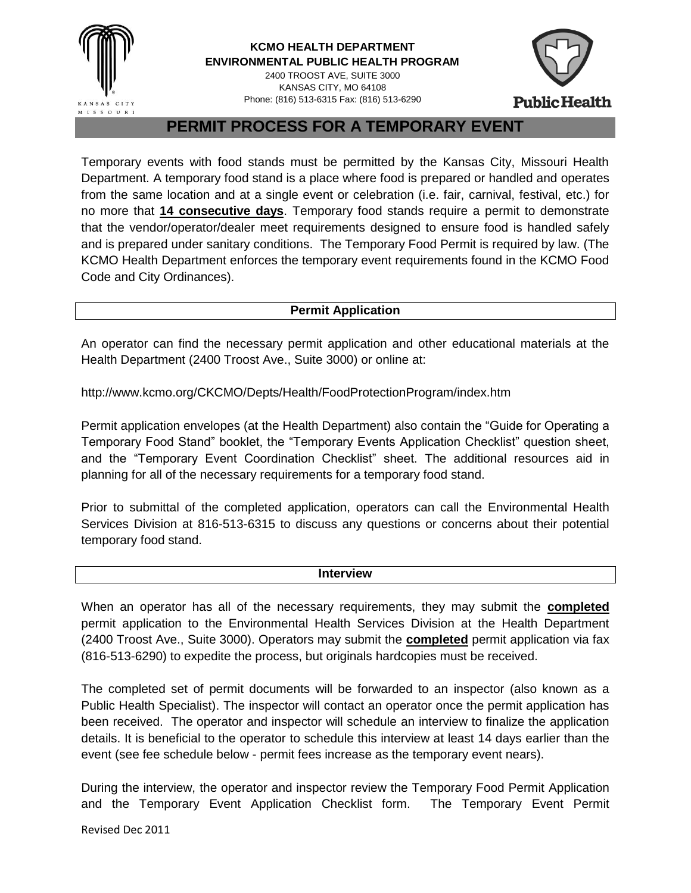**KCMO HEALTH DEPARTMENT**
**ENVIRONMENTAL PUBLIC HEALTH PROGRAM**
2400 TROOST AVE, SUITE 3000
KANSAS CITY, MO 64108
Phone: (816) 513-6315 Fax: (816) 513-6290

# PERMIT PROCESS FOR A TEMPORARY EVENT

Temporary events with food stands must be permitted by the Kansas City, Missouri Health Department. A temporary food stand is a place where food is prepared or handled and operates from the same location and at a single event or celebration (i.e. fair, carnival, festival, etc.) for no more that **14 consecutive days**. Temporary food stands require a permit to demonstrate that the vendor/operator/dealer meet requirements designed to ensure food is handled safely and is prepared under sanitary conditions. The Temporary Food Permit is required by law. (The KCMO Health Department enforces the temporary event requirements found in the KCMO Food Code and City Ordinances).

## Permit Application

An operator can find the necessary permit application and other educational materials at the Health Department (2400 Troost Ave., Suite 3000) or online at:

http://www.kcmo.org/CKCMO/Depts/Health/FoodProtectionProgram/index.htm

Permit application envelopes (at the Health Department) also contain the "Guide for Operating a Temporary Food Stand" booklet, the "Temporary Events Application Checklist" question sheet, and the "Temporary Event Coordination Checklist" sheet. The additional resources aid in planning for all of the necessary requirements for a temporary food stand.

Prior to submittal of the completed application, operators can call the Environmental Health Services Division at 816-513-6315 to discuss any questions or concerns about their potential temporary food stand.

## Interview

When an operator has all of the necessary requirements, they may submit the **completed** permit application to the Environmental Health Services Division at the Health Department (2400 Troost Ave., Suite 3000). Operators may submit the **completed** permit application via fax (816-513-6290) to expedite the process, but originals hardcopies must be received.

The completed set of permit documents will be forwarded to an inspector (also known as a Public Health Specialist). The inspector will contact an operator once the permit application has been received. The operator and inspector will schedule an interview to finalize the application details. It is beneficial to the operator to schedule this interview at least 14 days earlier than the event (see fee schedule below - permit fees increase as the temporary event nears).

During the interview, the operator and inspector review the Temporary Food Permit Application and the Temporary Event Application Checklist form. The Temporary Event Permit

Revised Dec 2011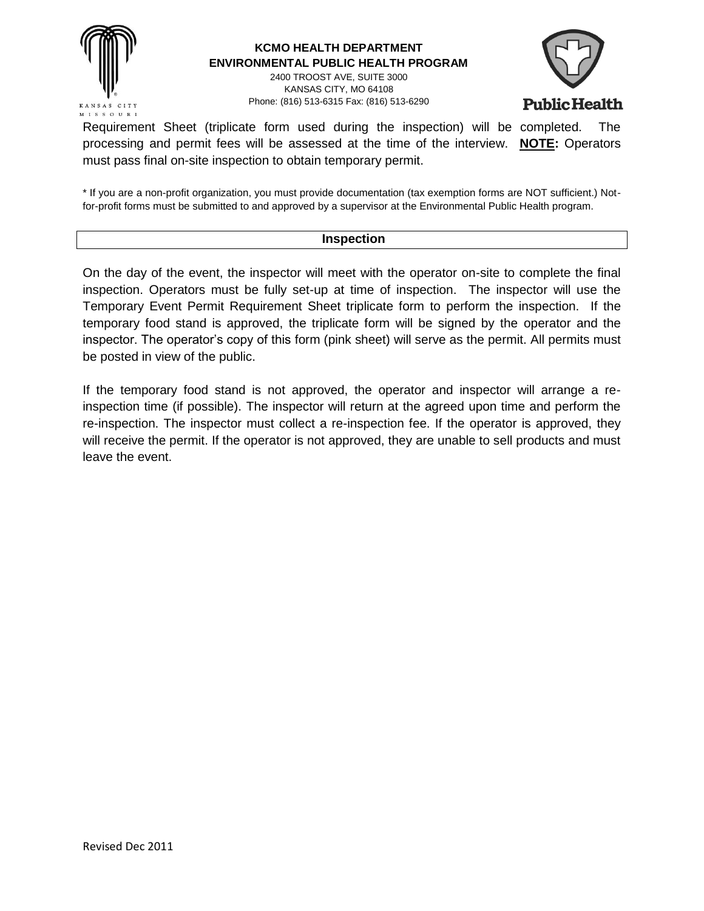Requirement Sheet (triplicate form used during the inspection) will be completed. The processing and permit fees will be assessed at the time of the interview. **NOTE:** Operators must pass final on-site inspection to obtain temporary permit.

* If you are a non-profit organization, you must provide documentation (tax exemption forms are NOT sufficient.) Not-for-profit forms must be submitted to and approved by a supervisor at the Environmental Public Health program.

## Inspection

On the day of the event, the inspector will meet with the operator on-site to complete the final inspection. Operators must be fully set-up at time of inspection. The inspector will use the Temporary Event Permit Requirement Sheet triplicate form to perform the inspection. If the temporary food stand is approved, the triplicate form will be signed by the operator and the inspector. The operator's copy of this form (pink sheet) will serve as the permit. All permits must be posted in view of the public.

If the temporary food stand is not approved, the operator and inspector will arrange a re-inspection time (if possible). The inspector will return at the agreed upon time and perform the re-inspection. The inspector must collect a re-inspection fee. If the operator is approved, they will receive the permit. If the operator is not approved, they are unable to sell products and must leave the event.

Revised Dec 2011